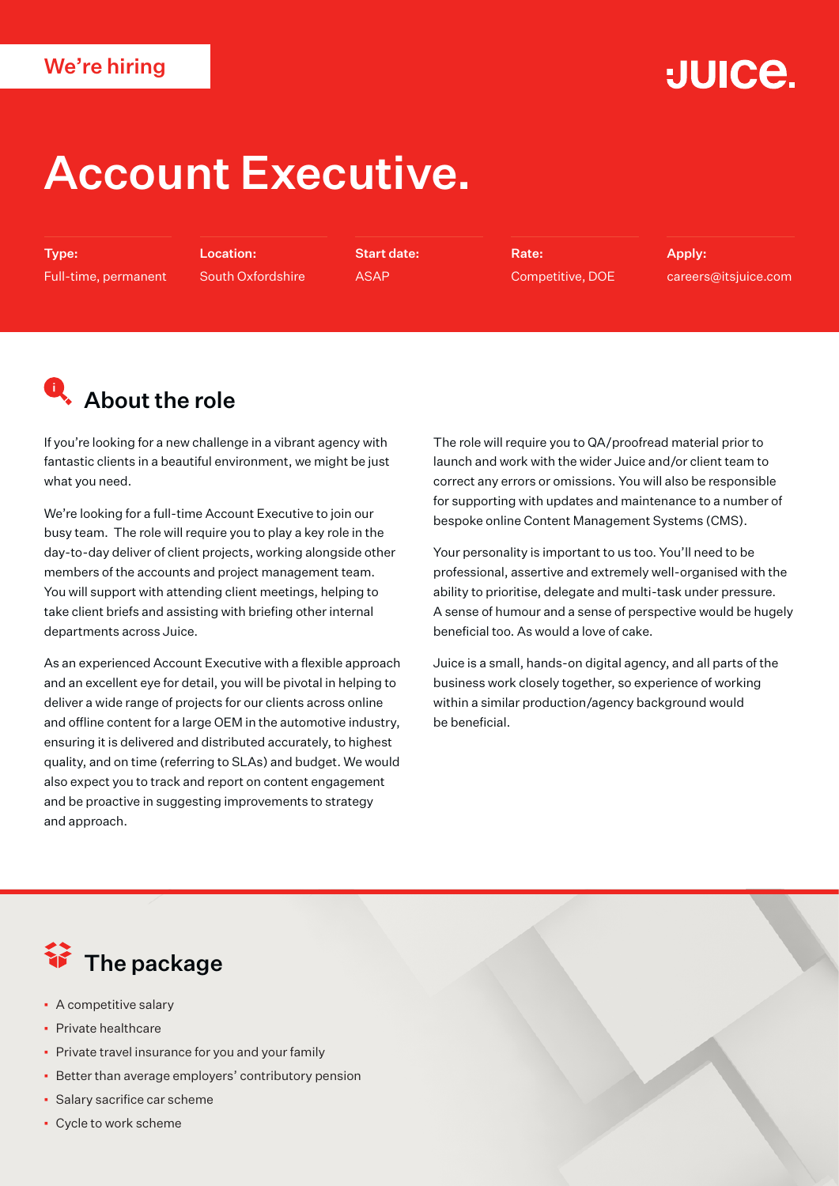We're hiring

JUICE.

# Account Executive.

| Type: | Location: | Start date: | Rate: | Apply: |
| --- | --- | --- | --- | --- |
| Full-time, permanent | South Oxfordshire | ASAP | Competitive, DOE | careers@itsjuice.com |

## About the role

If you're looking for a new challenge in a vibrant agency with fantastic clients in a beautiful environment, we might be just what you need.

We're looking for a full-time Account Executive to join our busy team. The role will require you to play a key role in the day-to-day deliver of client projects, working alongside other members of the accounts and project management team. You will support with attending client meetings, helping to take client briefs and assisting with briefing other internal departments across Juice.

As an experienced Account Executive with a flexible approach and an excellent eye for detail, you will be pivotal in helping to deliver a wide range of projects for our clients across online and offline content for a large OEM in the automotive industry, ensuring it is delivered and distributed accurately, to highest quality, and on time (referring to SLAs) and budget. We would also expect you to track and report on content engagement and be proactive in suggesting improvements to strategy and approach.

The role will require you to QA/proofread material prior to launch and work with the wider Juice and/or client team to correct any errors or omissions. You will also be responsible for supporting with updates and maintenance to a number of bespoke online Content Management Systems (CMS).

Your personality is important to us too. You'll need to be professional, assertive and extremely well-organised with the ability to prioritise, delegate and multi-task under pressure. A sense of humour and a sense of perspective would be hugely beneficial too. As would a love of cake.

Juice is a small, hands-on digital agency, and all parts of the business work closely together, so experience of working within a similar production/agency background would be beneficial.

## The package

- A competitive salary
- Private healthcare
- Private travel insurance for you and your family
- Better than average employers' contributory pension
- Salary sacrifice car scheme
- Cycle to work scheme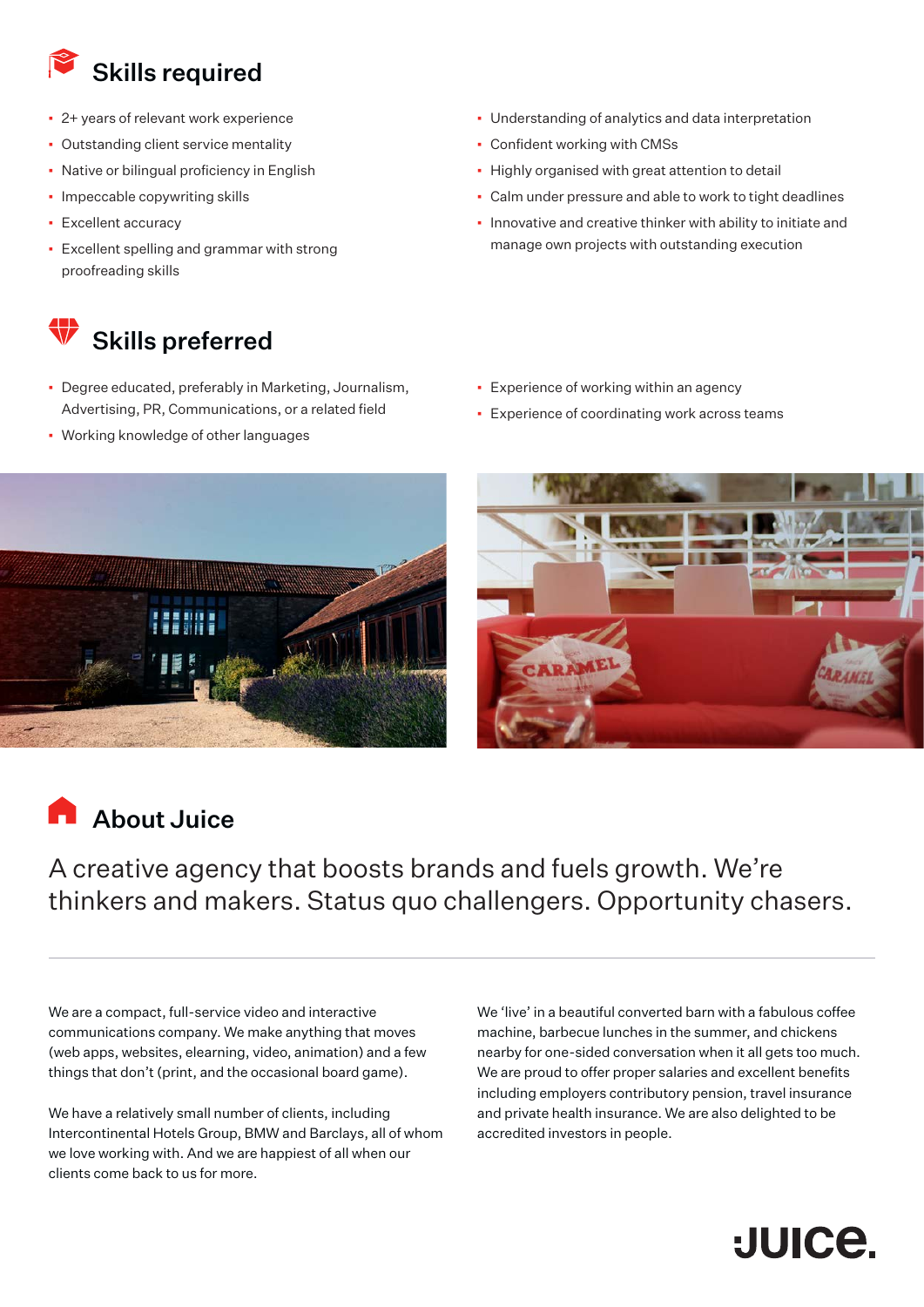## Skills required

- 2+ years of relevant work experience
- Outstanding client service mentality
- Native or bilingual proficiency in English
- Impeccable copywriting skills
- Excellent accuracy
- Excellent spelling and grammar with strong proofreading skills
- Understanding of analytics and data interpretation
- Confident working with CMSs
- Highly organised with great attention to detail
- Calm under pressure and able to work to tight deadlines
- Innovative and creative thinker with ability to initiate and manage own projects with outstanding execution

## Skills preferred

- Degree educated, preferably in Marketing, Journalism, Advertising, PR, Communications, or a related field
- Working knowledge of other languages
- Experience of working within an agency
- Experience of coordinating work across teams

## About Juice

A creative agency that boosts brands and fuels growth. We're thinkers and makers. Status quo challengers. Opportunity chasers.

---

We are a compact, full-service video and interactive communications company. We make anything that moves (web apps, websites, elearning, video, animation) and a few things that don't (print, and the occasional board game).

We have a relatively small number of clients, including Intercontinental Hotels Group, BMW and Barclays, all of whom we love working with. And we are happiest of all when our clients come back to us for more.

We 'live' in a beautiful converted barn with a fabulous coffee machine, barbecue lunches in the summer, and chickens nearby for one-sided conversation when it all gets too much. We are proud to offer proper salaries and excellent benefits including employers contributory pension, travel insurance and private health insurance. We are also delighted to be accredited investors in people.

JUICE.